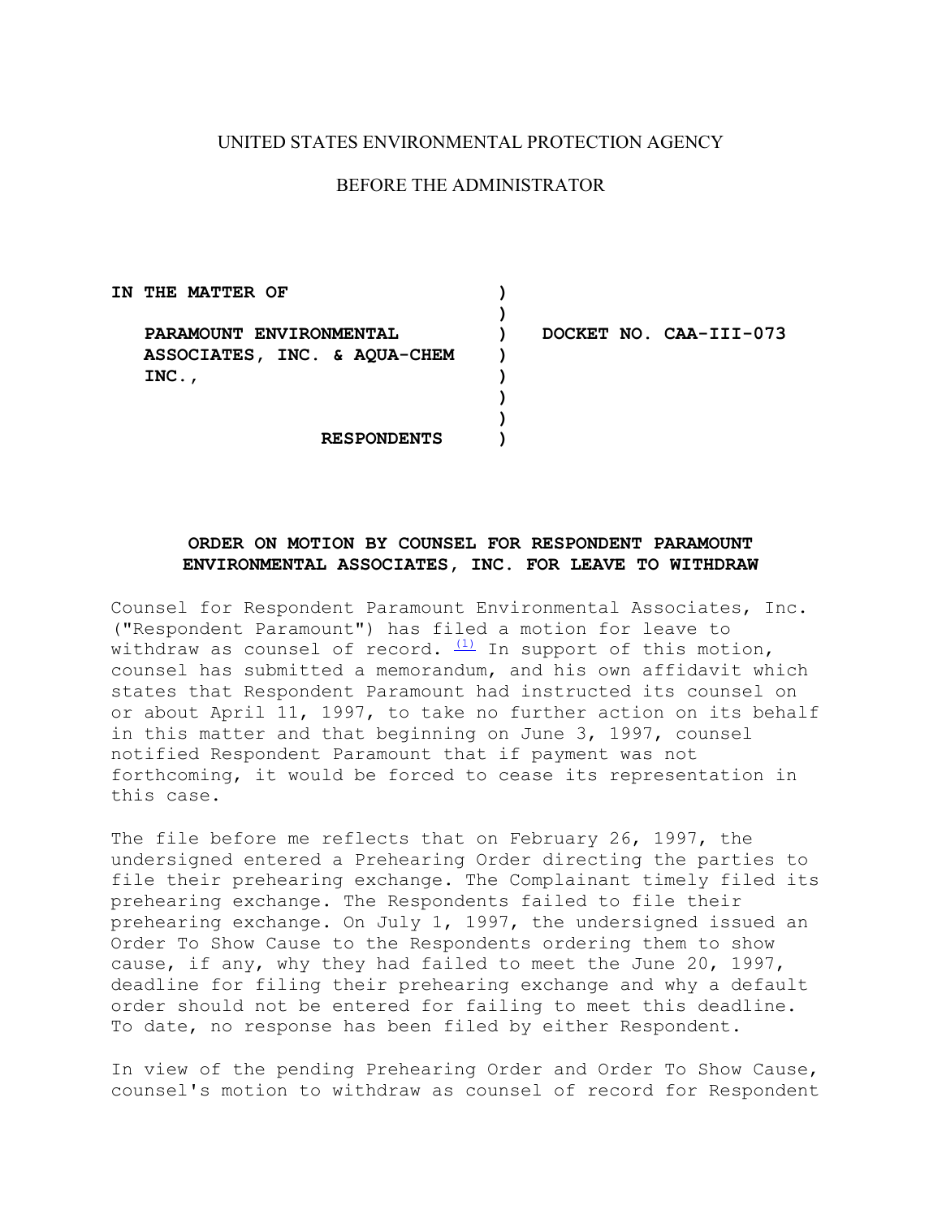UNITED STATES ENVIRONMENTAL PROTECTION AGENCY

BEFORE THE ADMINISTRATOR

| | | |
|---|---|---|
| **IN THE MATTER OF** | ) | |
| | ) | |
| **PARAMOUNT ENVIRONMENTAL ASSOCIATES, INC. & AQUA-CHEM INC.,** | ) | **DOCKET NO. CAA-III-073** |
| | ) | |
| **RESPONDENTS** | ) | |

**ORDER ON MOTION BY COUNSEL FOR RESPONDENT PARAMOUNT ENVIRONMENTAL ASSOCIATES, INC. FOR LEAVE TO WITHDRAW**

Counsel for Respondent Paramount Environmental Associates, Inc. ("Respondent Paramount") has filed a motion for leave to withdraw as counsel of record. [(1)] In support of this motion, counsel has submitted a memorandum, and his own affidavit which states that Respondent Paramount had instructed its counsel on or about April 11, 1997, to take no further action on its behalf in this matter and that beginning on June 3, 1997, counsel notified Respondent Paramount that if payment was not forthcoming, it would be forced to cease its representation in this case.

The file before me reflects that on February 26, 1997, the undersigned entered a Prehearing Order directing the parties to file their prehearing exchange. The Complainant timely filed its prehearing exchange. The Respondents failed to file their prehearing exchange. On July 1, 1997, the undersigned issued an Order To Show Cause to the Respondents ordering them to show cause, if any, why they had failed to meet the June 20, 1997, deadline for filing their prehearing exchange and why a default order should not be entered for failing to meet this deadline. To date, no response has been filed by either Respondent.

In view of the pending Prehearing Order and Order To Show Cause, counsel's motion to withdraw as counsel of record for Respondent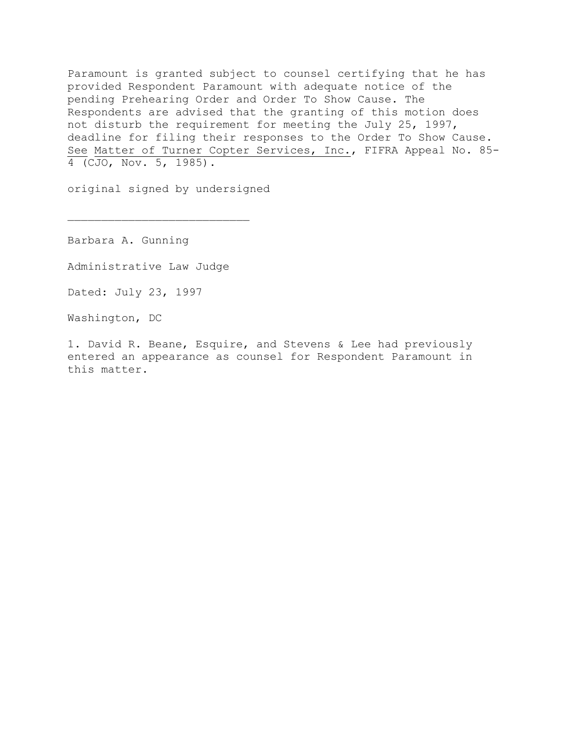Paramount is granted subject to counsel certifying that he has provided Respondent Paramount with adequate notice of the pending Prehearing Order and Order To Show Cause. The Respondents are advised that the granting of this motion does not disturb the requirement for meeting the July 25, 1997, deadline for filing their responses to the Order To Show Cause. See Matter of Turner Copter Services, Inc., FIFRA Appeal No. 85-4 (CJO, Nov. 5, 1985).

original signed by undersigned

___________________________

Barbara A. Gunning

Administrative Law Judge

Dated: July 23, 1997

Washington, DC

1. David R. Beane, Esquire, and Stevens & Lee had previously entered an appearance as counsel for Respondent Paramount in this matter.